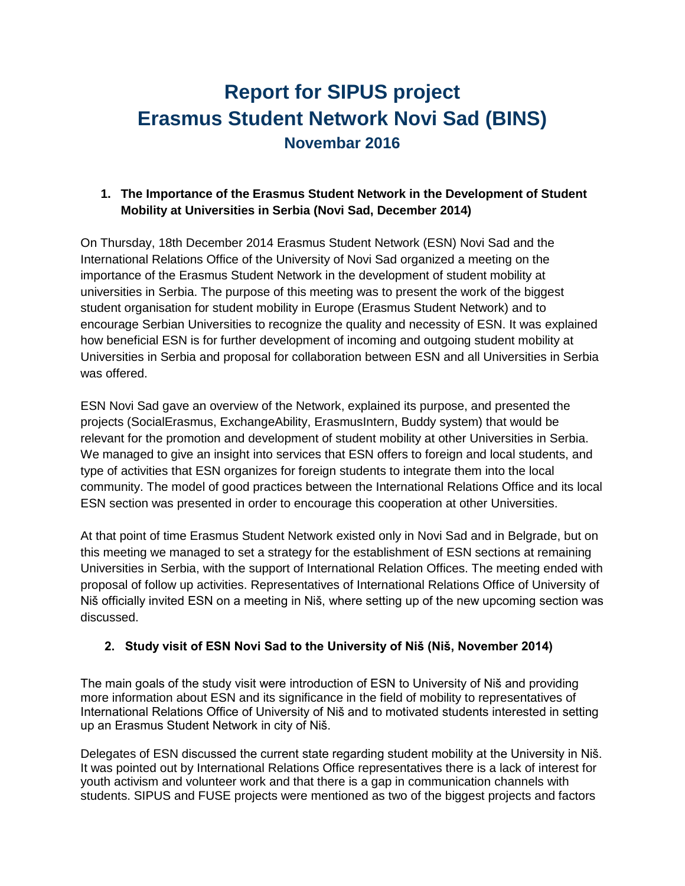# Report for SIPUS project
# Erasmus Student Network Novi Sad (BINS)
## Novembar 2016

### 1. The Importance of the Erasmus Student Network in the Development of Student Mobility at Universities in Serbia (Novi Sad, December 2014)

On Thursday, 18th December 2014 Erasmus Student Network (ESN) Novi Sad and the International Relations Office of the University of Novi Sad organized a meeting on the importance of the Erasmus Student Network in the development of student mobility at universities in Serbia. The purpose of this meeting was to present the work of the biggest student organisation for student mobility in Europe (Erasmus Student Network) and to encourage Serbian Universities to recognize the quality and necessity of ESN. It was explained how beneficial ESN is for further development of incoming and outgoing student mobility at Universities in Serbia and proposal for collaboration between ESN and all Universities in Serbia was offered.

ESN Novi Sad gave an overview of the Network, explained its purpose, and presented the projects (SocialErasmus, ExchangeAbility, ErasmusIntern, Buddy system) that would be relevant for the promotion and development of student mobility at other Universities in Serbia. We managed to give an insight into services that ESN offers to foreign and local students, and type of activities that ESN organizes for foreign students to integrate them into the local community. The model of good practices between the International Relations Office and its local ESN section was presented in order to encourage this cooperation at other Universities.

At that point of time Erasmus Student Network existed only in Novi Sad and in Belgrade, but on this meeting we managed to set a strategy for the establishment of ESN sections at remaining Universities in Serbia, with the support of International Relation Offices. The meeting ended with proposal of follow up activities. Representatives of International Relations Office of University of Niš officially invited ESN on a meeting in Niš, where setting up of the new upcoming section was discussed.

### 2. Study visit of ESN Novi Sad to the University of Niš (Niš, November 2014)

The main goals of the study visit were introduction of ESN to University of Niš and providing more information about ESN and its significance in the field of mobility to representatives of International Relations Office of University of Niš and to motivated students interested in setting up an Erasmus Student Network in city of Niš.

Delegates of ESN discussed the current state regarding student mobility at the University in Niš. It was pointed out by International Relations Office representatives there is a lack of interest for youth activism and volunteer work and that there is a gap in communication channels with students. SIPUS and FUSE projects were mentioned as two of the biggest projects and factors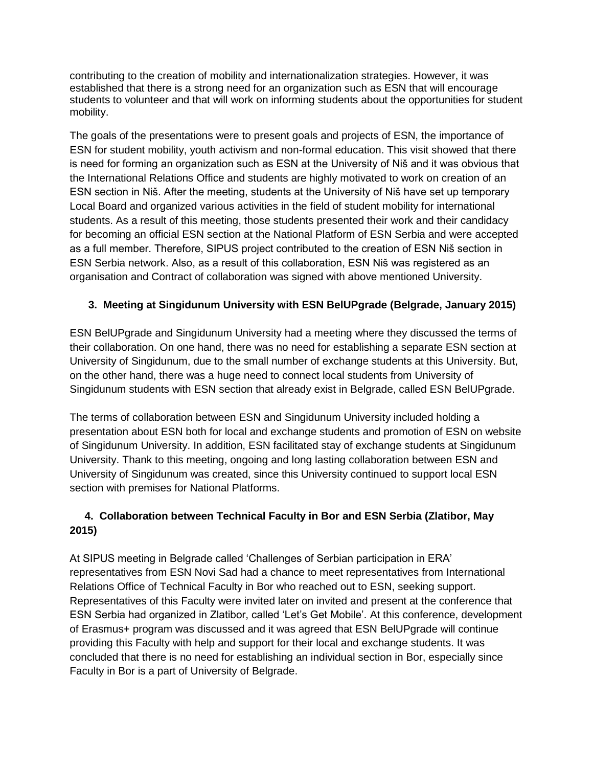contributing to the creation of mobility and internationalization strategies. However, it was established that there is a strong need for an organization such as ESN that will encourage students to volunteer and that will work on informing students about the opportunities for student mobility.

The goals of the presentations were to present goals and projects of ESN, the importance of ESN for student mobility, youth activism and non-formal education. This visit showed that there is need for forming an organization such as ESN at the University of Niš and it was obvious that the International Relations Office and students are highly motivated to work on creation of an ESN section in Niš. After the meeting, students at the University of Niš have set up temporary Local Board and organized various activities in the field of student mobility for international students. As a result of this meeting, those students presented their work and their candidacy for becoming an official ESN section at the National Platform of ESN Serbia and were accepted as a full member. Therefore, SIPUS project contributed to the creation of ESN Niš section in ESN Serbia network. Also, as a result of this collaboration, ESN Niš was registered as an organisation and Contract of collaboration was signed with above mentioned University.

### 3. Meeting at Singidunum University with ESN BelUPgrade (Belgrade, January 2015)

ESN BelUPgrade and Singidunum University had a meeting where they discussed the terms of their collaboration. On one hand, there was no need for establishing a separate ESN section at University of Singidunum, due to the small number of exchange students at this University. But, on the other hand, there was a huge need to connect local students from University of Singidunum students with ESN section that already exist in Belgrade, called ESN BelUPgrade.

The terms of collaboration between ESN and Singidunum University included holding a presentation about ESN both for local and exchange students and promotion of ESN on website of Singidunum University. In addition, ESN facilitated stay of exchange students at Singidunum University. Thank to this meeting, ongoing and long lasting collaboration between ESN and University of Singidunum was created, since this University continued to support local ESN section with premises for National Platforms.

### 4. Collaboration between Technical Faculty in Bor and ESN Serbia (Zlatibor, May 2015)

At SIPUS meeting in Belgrade called 'Challenges of Serbian participation in ERA' representatives from ESN Novi Sad had a chance to meet representatives from International Relations Office of Technical Faculty in Bor who reached out to ESN, seeking support. Representatives of this Faculty were invited later on invited and present at the conference that ESN Serbia had organized in Zlatibor, called 'Let's Get Mobile'. At this conference, development of Erasmus+ program was discussed and it was agreed that ESN BelUPgrade will continue providing this Faculty with help and support for their local and exchange students. It was concluded that there is no need for establishing an individual section in Bor, especially since Faculty in Bor is a part of University of Belgrade.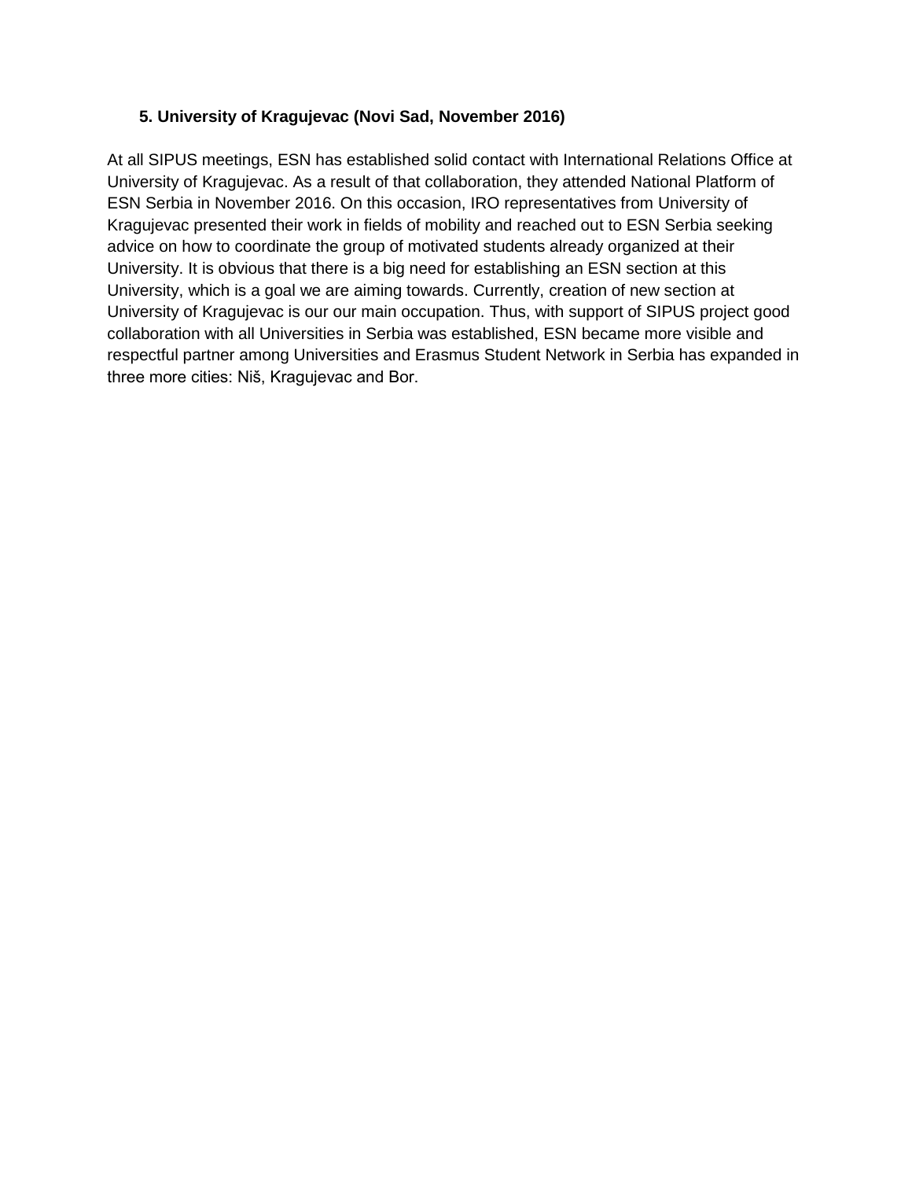### 5. University of Kragujevac (Novi Sad, November 2016)

At all SIPUS meetings, ESN has established solid contact with International Relations Office at University of Kragujevac. As a result of that collaboration, they attended National Platform of ESN Serbia in November 2016. On this occasion, IRO representatives from University of Kragujevac presented their work in fields of mobility and reached out to ESN Serbia seeking advice on how to coordinate the group of motivated students already organized at their University. It is obvious that there is a big need for establishing an ESN section at this University, which is a goal we are aiming towards. Currently, creation of new section at University of Kragujevac is our our main occupation. Thus, with support of SIPUS project good collaboration with all Universities in Serbia was established, ESN became more visible and respectful partner among Universities and Erasmus Student Network in Serbia has expanded in three more cities: Niš, Kragujevac and Bor.